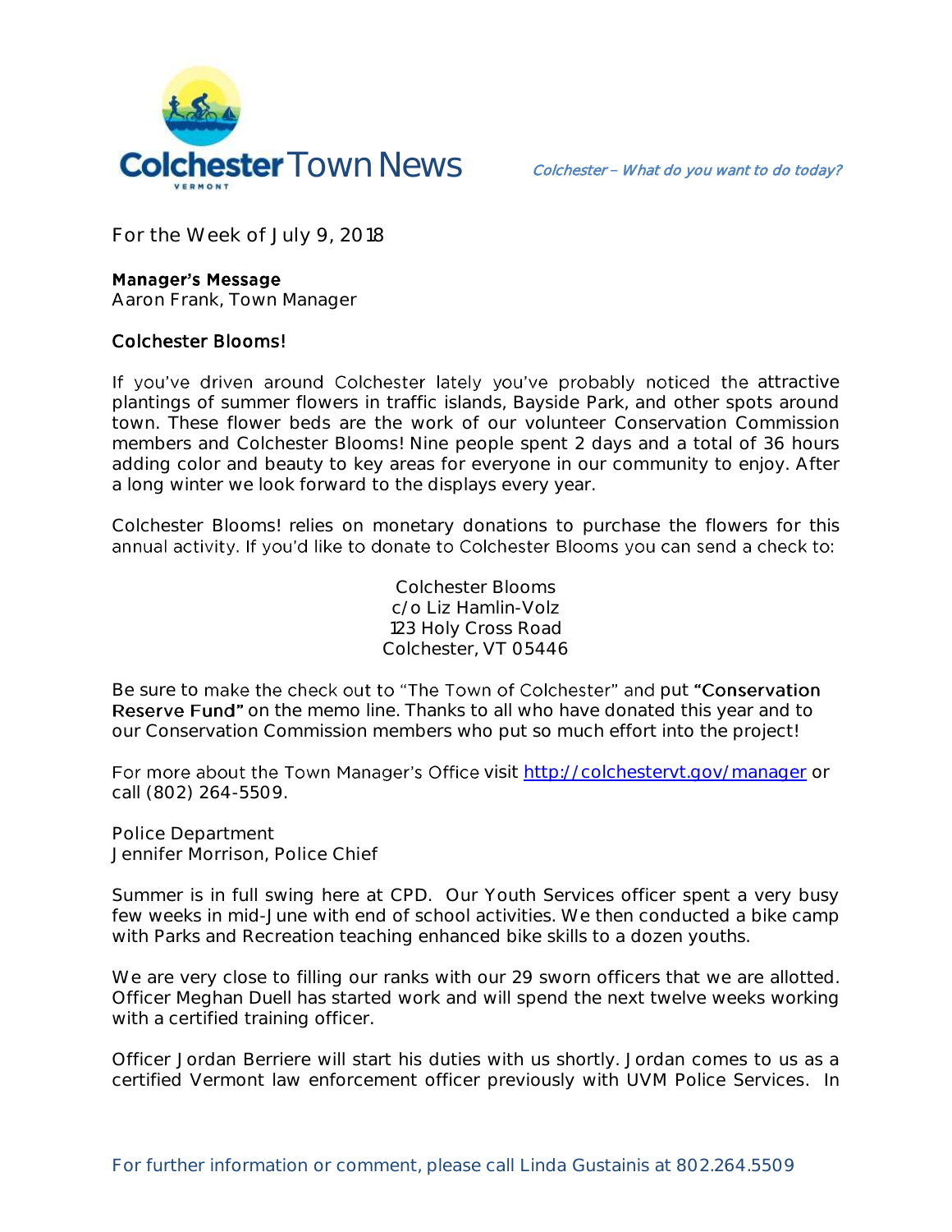# Colchester Town News

*Colchester – What do you want to do today?*

For the Week of July 9, 2018

**Manager's Message**
Aaron Frank, Town Manager

## Colchester Blooms!

If you've driven around Colchester lately you've probably noticed the attractive plantings of summer flowers in traffic islands, Bayside Park, and other spots around town. These flower beds are the work of our volunteer Conservation Commission members and Colchester Blooms! Nine people spent 2 days and a total of 36 hours adding color and beauty to key areas for everyone in our community to enjoy. After a long winter we look forward to the displays every year.

Colchester Blooms! relies on monetary donations to purchase the flowers for this annual activity. If you'd like to donate to Colchester Blooms you can send a check to:

Colchester Blooms
c/o Liz Hamlin-Volz
123 Holy Cross Road
Colchester, VT 05446

Be sure to make the check out to "The Town of Colchester" and put **"Conservation Reserve Fund"** on the memo line. Thanks to all who have donated this year and to our Conservation Commission members who put so much effort into the project!

For more about the Town Manager's Office visit [http://colchestervt.gov/manager](http://colchestervt.gov/manager) or call (802) 264-5509.

Police Department
Jennifer Morrison, Police Chief

Summer is in full swing here at CPD. Our Youth Services officer spent a very busy few weeks in mid-June with end of school activities. We then conducted a bike camp with Parks and Recreation teaching enhanced bike skills to a dozen youths.

We are very close to filling our ranks with our 29 sworn officers that we are allotted. Officer Meghan Duell has started work and will spend the next twelve weeks working with a certified training officer.

Officer Jordan Berriere will start his duties with us shortly. Jordan comes to us as a certified Vermont law enforcement officer previously with UVM Police Services. In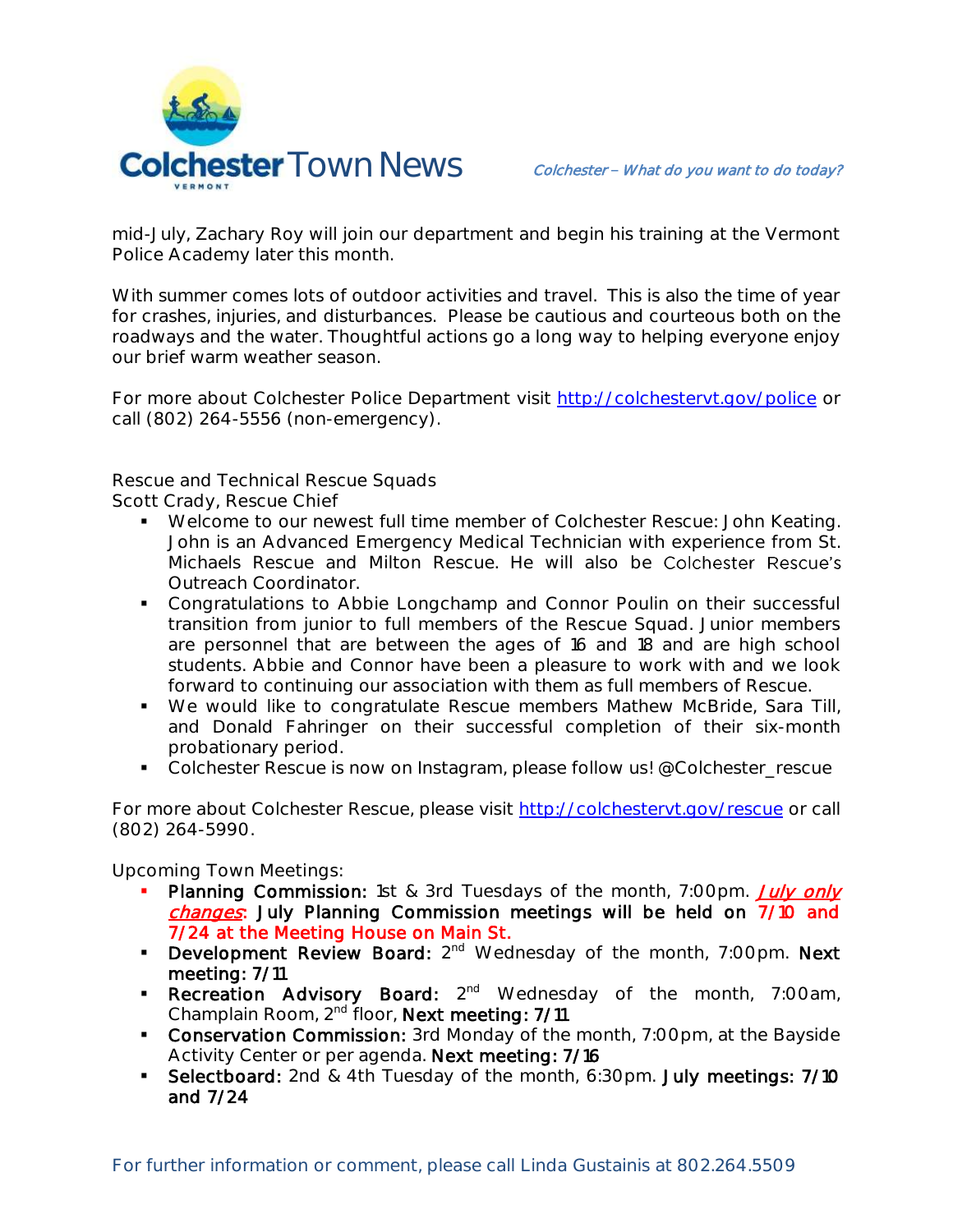mid-July, Zachary Roy will join our department and begin his training at the Vermont Police Academy later this month.

With summer comes lots of outdoor activities and travel. This is also the time of year for crashes, injuries, and disturbances. Please be cautious and courteous both on the roadways and the water. Thoughtful actions go a long way to helping everyone enjoy our brief warm weather season.

For more about Colchester Police Department visit http://colchestervt.gov/police or call (802) 264-5556 (non-emergency).

Rescue and Technical Rescue Squads
Scott Crady, Rescue Chief

- Welcome to our newest full time member of Colchester Rescue: John Keating. John is an Advanced Emergency Medical Technician with experience from St. Michaels Rescue and Milton Rescue. He will also be Colchester Rescue's Outreach Coordinator.
- Congratulations to Abbie Longchamp and Connor Poulin on their successful transition from junior to full members of the Rescue Squad. Junior members are personnel that are between the ages of 16 and 18 and are high school students. Abbie and Connor have been a pleasure to work with and we look forward to continuing our association with them as full members of Rescue.
- We would like to congratulate Rescue members Mathew McBride, Sara Till, and Donald Fahringer on their successful completion of their six-month probationary period.
- Colchester Rescue is now on Instagram, please follow us! @Colchester_rescue

For more about Colchester Rescue, please visit http://colchestervt.gov/rescue or call (802) 264-5990.

Upcoming Town Meetings:

- **Planning Commission:** 1st & 3rd Tuesdays of the month, 7:00pm. ***July only changes*: July Planning Commission meetings will be held on 7/10 and 7/24 at the Meeting House on Main St.**
- **Development Review Board:** 2nd Wednesday of the month, 7:00pm. **Next meeting: 7/11**
- **Recreation Advisory Board:** 2nd Wednesday of the month, 7:00am, Champlain Room, 2nd floor, **Next meeting: 7/11**
- **Conservation Commission:** 3rd Monday of the month, 7:00pm, at the Bayside Activity Center or per agenda. **Next meeting: 7/16**
- **Selectboard:** 2nd & 4th Tuesday of the month, 6:30pm. **July meetings: 7/10 and 7/24**

For further information or comment, please call Linda Gustainis at 802.264.5509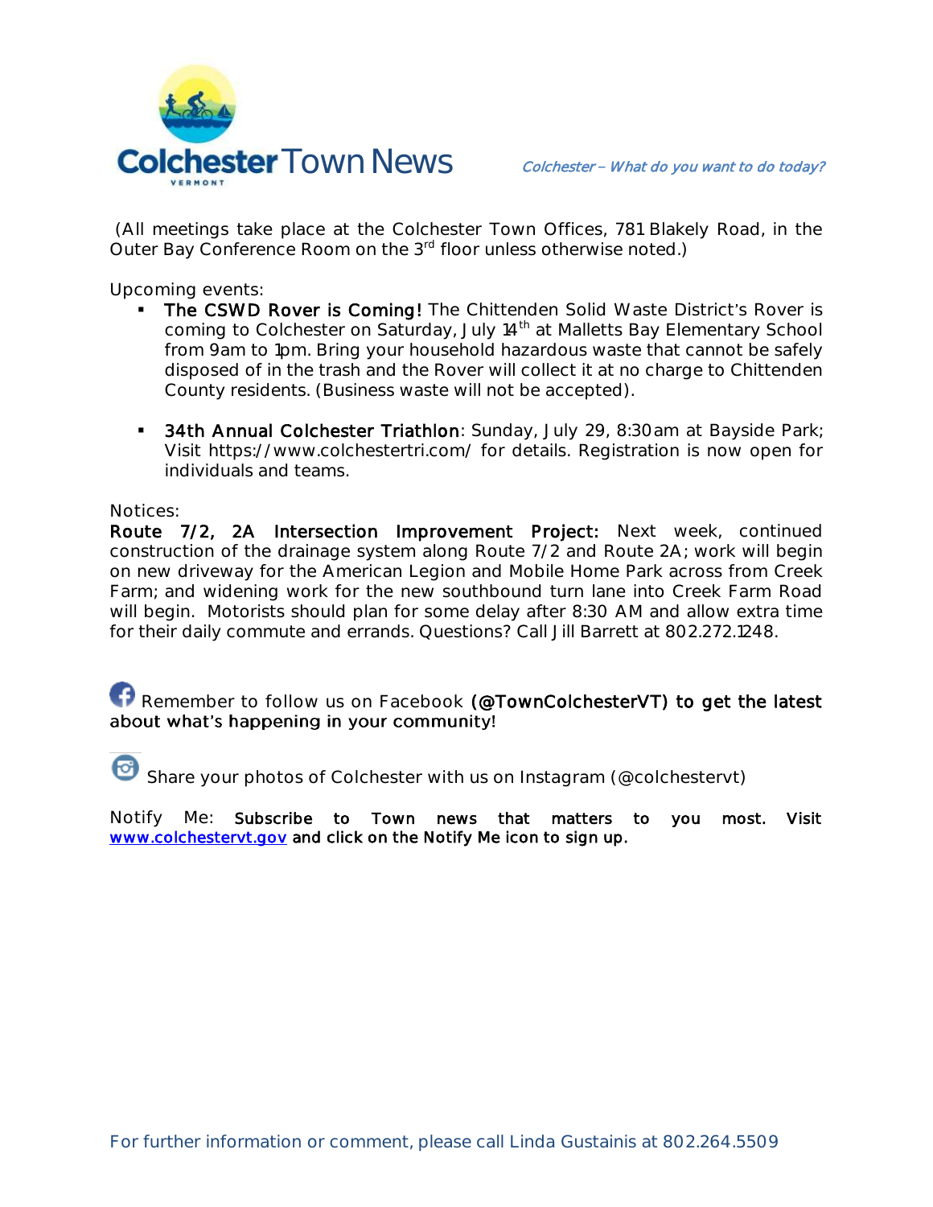**Colchester Town News**
VERMONT

*Colchester – What do you want to do today?*

(All meetings take place at the Colchester Town Offices, 781 Blakely Road, in the Outer Bay Conference Room on the 3rd floor unless otherwise noted.)

Upcoming events:

- **The CSWD Rover is Coming!** The Chittenden Solid Waste District's Rover is coming to Colchester on Saturday, July 14th at Malletts Bay Elementary School from 9am to 1pm. Bring your household hazardous waste that cannot be safely disposed of in the trash and the Rover will collect it at no charge to Chittenden County residents. (Business waste will not be accepted).

- **34th Annual Colchester Triathlon**: Sunday, July 29, 8:30am at Bayside Park; Visit https://www.colchestertri.com/ for details. Registration is now open for individuals and teams.

Notices:

**Route 7/2, 2A Intersection Improvement Project:** Next week, continued construction of the drainage system along Route 7/2 and Route 2A; work will begin on new driveway for the American Legion and Mobile Home Park across from Creek Farm; and widening work for the new southbound turn lane into Creek Farm Road will begin. Motorists should plan for some delay after 8:30 AM and allow extra time for their daily commute and errands. Questions? Call Jill Barrett at 802.272.1248.

Remember to follow us on Facebook **(@TownColchesterVT) to get the latest about what's happening in your community!**

Share your photos of Colchester with us on Instagram (@colchestervt)

Notify Me: **Subscribe to Town news that matters to you most. Visit [www.colchestervt.gov](www.colchestervt.gov) and click on the Notify Me icon to sign up.**

For further information or comment, please call Linda Gustainis at 802.264.5509